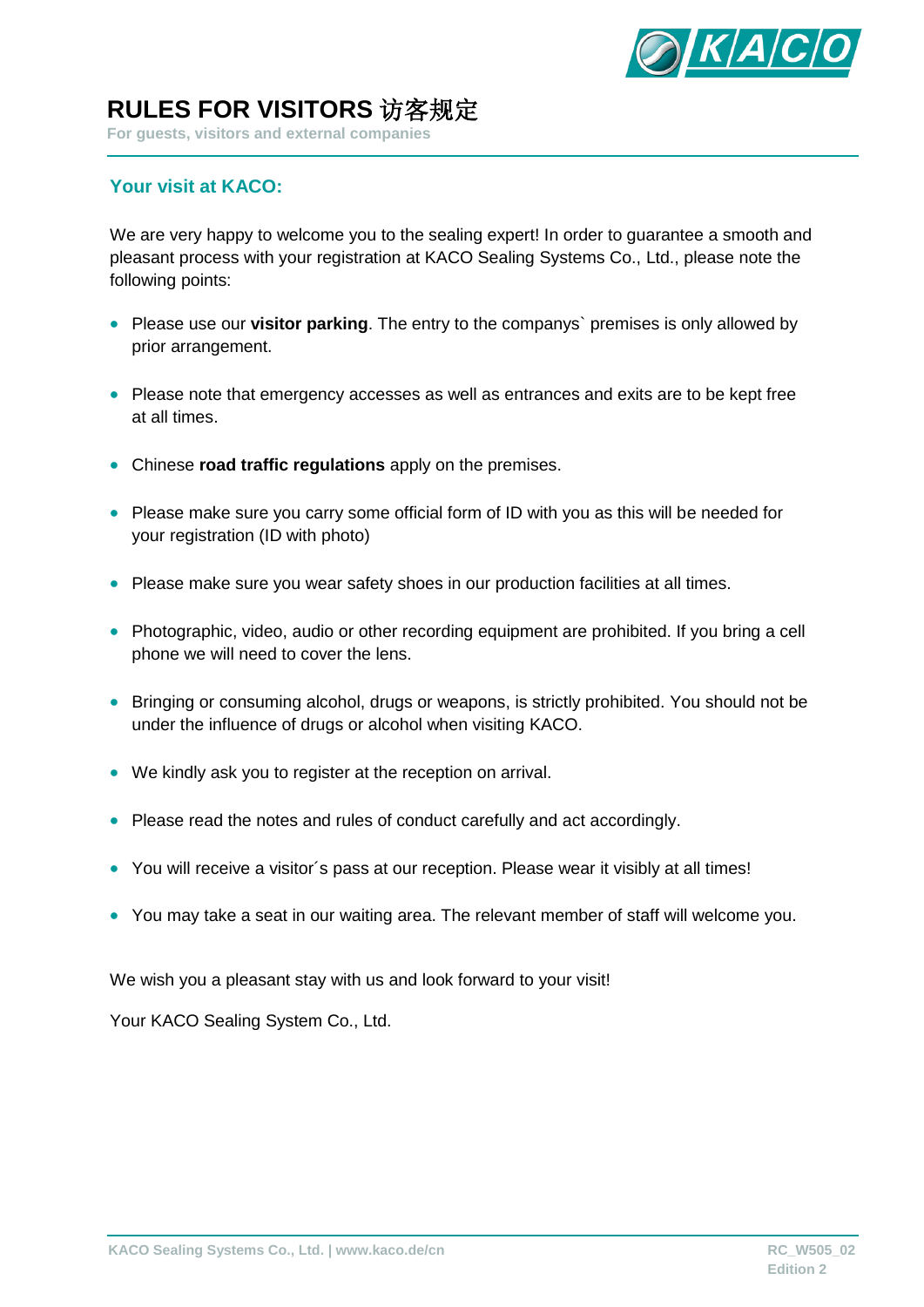# RULES FOR VISITORS 访客规定

For guests, visitors and external companies

## Your visit at KACO:

We are very happy to welcome you to the sealing expert! In order to guarantee a smooth and pleasant process with your registration at KACO Sealing Systems Co., Ltd., please note the following points:

- Please use our **visitor parking**. The entry to the companys` premises is only allowed by prior arrangement.
- Please note that emergency accesses as well as entrances and exits are to be kept free at all times.
- Chinese **road traffic regulations** apply on the premises.
- Please make sure you carry some official form of ID with you as this will be needed for your registration (ID with photo)
- Please make sure you wear safety shoes in our production facilities at all times.
- Photographic, video, audio or other recording equipment are prohibited. If you bring a cell phone we will need to cover the lens.
- Bringing or consuming alcohol, drugs or weapons, is strictly prohibited. You should not be under the influence of drugs or alcohol when visiting KACO.
- We kindly ask you to register at the reception on arrival.
- Please read the notes and rules of conduct carefully and act accordingly.
- You will receive a visitor´s pass at our reception. Please wear it visibly at all times!
- You may take a seat in our waiting area. The relevant member of staff will welcome you.

We wish you a pleasant stay with us and look forward to your visit!

Your KACO Sealing System Co., Ltd.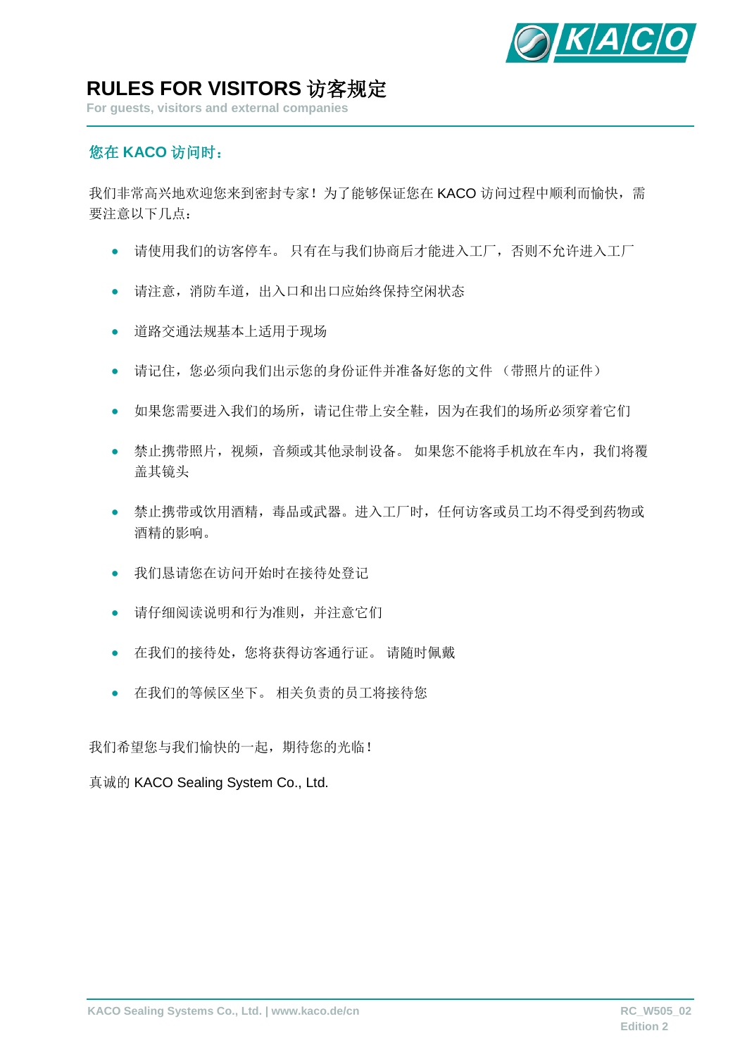# RULES FOR VISITORS 访客规定

For guests, visitors and external companies

## 您在 KACO 访问时：

我们非常高兴地欢迎您来到密封专家！为了能够保证您在 KACO 访问过程中顺利而愉快，需要注意以下几点：

- 请使用我们的访客停车。 只有在与我们协商后才能进入工厂，否则不允许进入工厂
- 请注意，消防车道，出入口和出口应始终保持空闲状态
- 道路交通法规基本上适用于现场
- 请记住，您必须向我们出示您的身份证件并准备好您的文件 （带照片的证件）
- 如果您需要进入我们的场所，请记住带上安全鞋，因为在我们的场所必须穿着它们
- 禁止携带照片，视频，音频或其他录制设备。 如果您不能将手机放在车内，我们将覆盖其镜头
- 禁止携带或饮用酒精，毒品或武器。进入工厂时，任何访客或员工均不得受到药物或酒精的影响。
- 我们恳请您在访问开始时在接待处登记
- 请仔细阅读说明和行为准则，并注意它们
- 在我们的接待处，您将获得访客通行证。 请随时佩戴
- 在我们的等候区坐下。 相关负责的员工将接待您

我们希望您与我们愉快的一起，期待您的光临！

真诚的 KACO Sealing System Co., Ltd.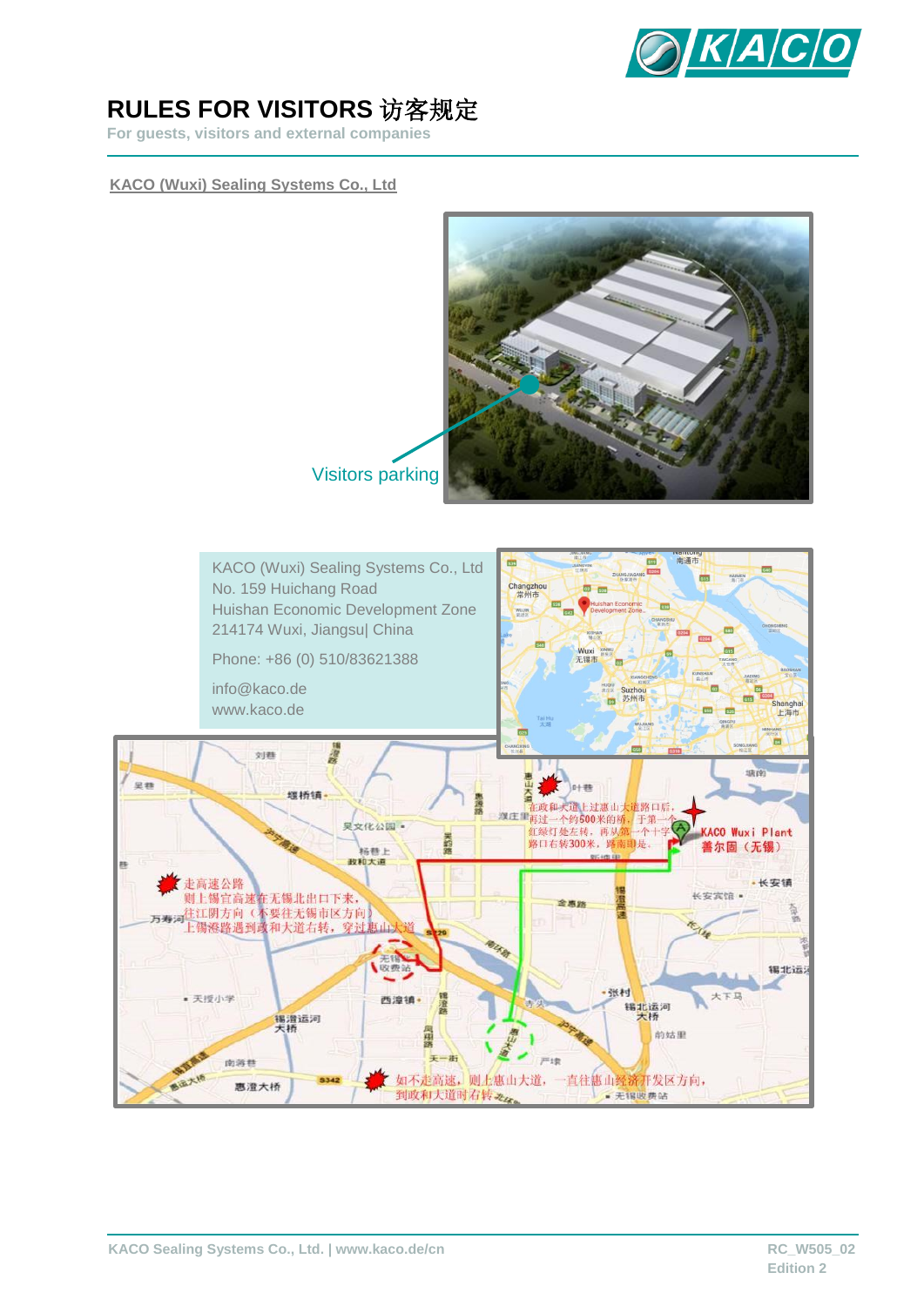# RULES FOR VISITORS 访客规定

For guests, visitors and external companies

**KACO (Wuxi) Sealing Systems Co., Ltd**

Visitors parking

KACO (Wuxi) Sealing Systems Co., Ltd
No. 159 Huichang Road
Huishan Economic Development Zone
214174 Wuxi, Jiangsu| China

Phone: +86 (0) 510/83621388

info@kaco.de
www.kaco.de

走高速公路
则上锡宜高速在无锡北出口下来，
往江阴方向（不要往无锡市区方向）
上锡澄路遇到政和大道右转，穿过惠山大道

在政和大道上过惠山大道路口后，
再过一个约500米的桥，于第一个
红绿灯处左转，再从第一个十字
路口右转300米，路南即是。

KACO Wuxi Plant
善尔园（无锡）

如不走高速，则上惠山大道，一直往惠山经济开发区方向，
到政和大道时右转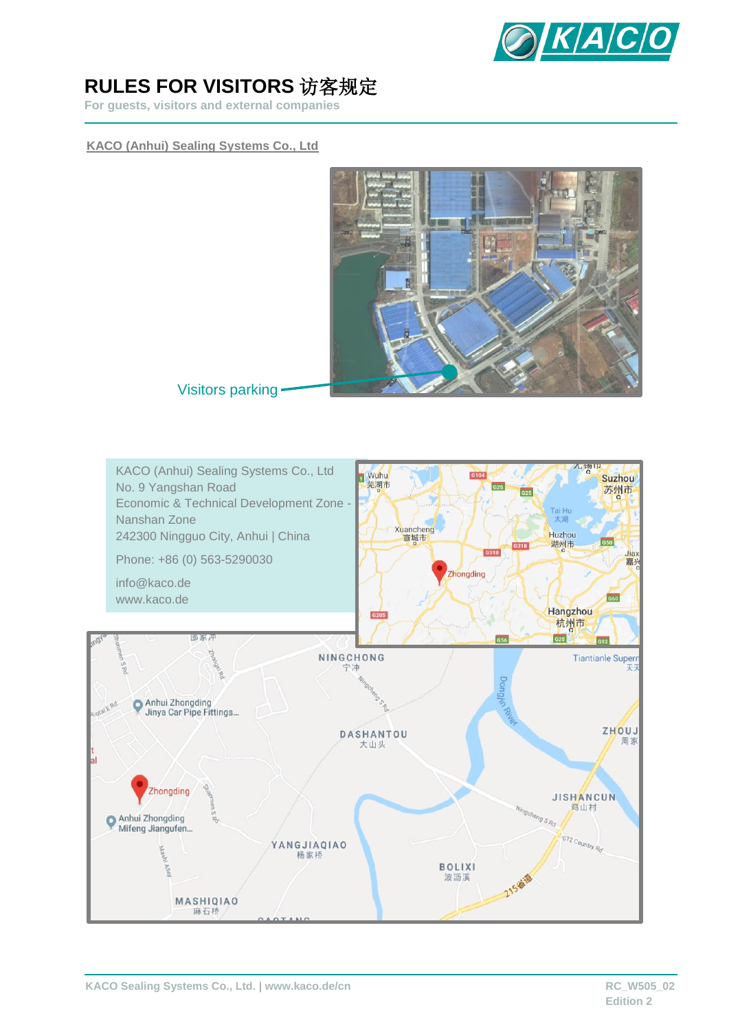# RULES FOR VISITORS 访客规定

For guests, visitors and external companies

**KACO (Anhui) Sealing Systems Co., Ltd**

Visitors parking

KACO (Anhui) Sealing Systems Co., Ltd
No. 9 Yangshan Road
Economic & Technical Development Zone - Nanshan Zone
242300 Ningguo City, Anhui | China

Phone: +86 (0) 563-5290030

info@kaco.de
www.kaco.de

KACO Sealing Systems Co., Ltd. | www.kaco.de/cn

RC_W505_02
Edition 2